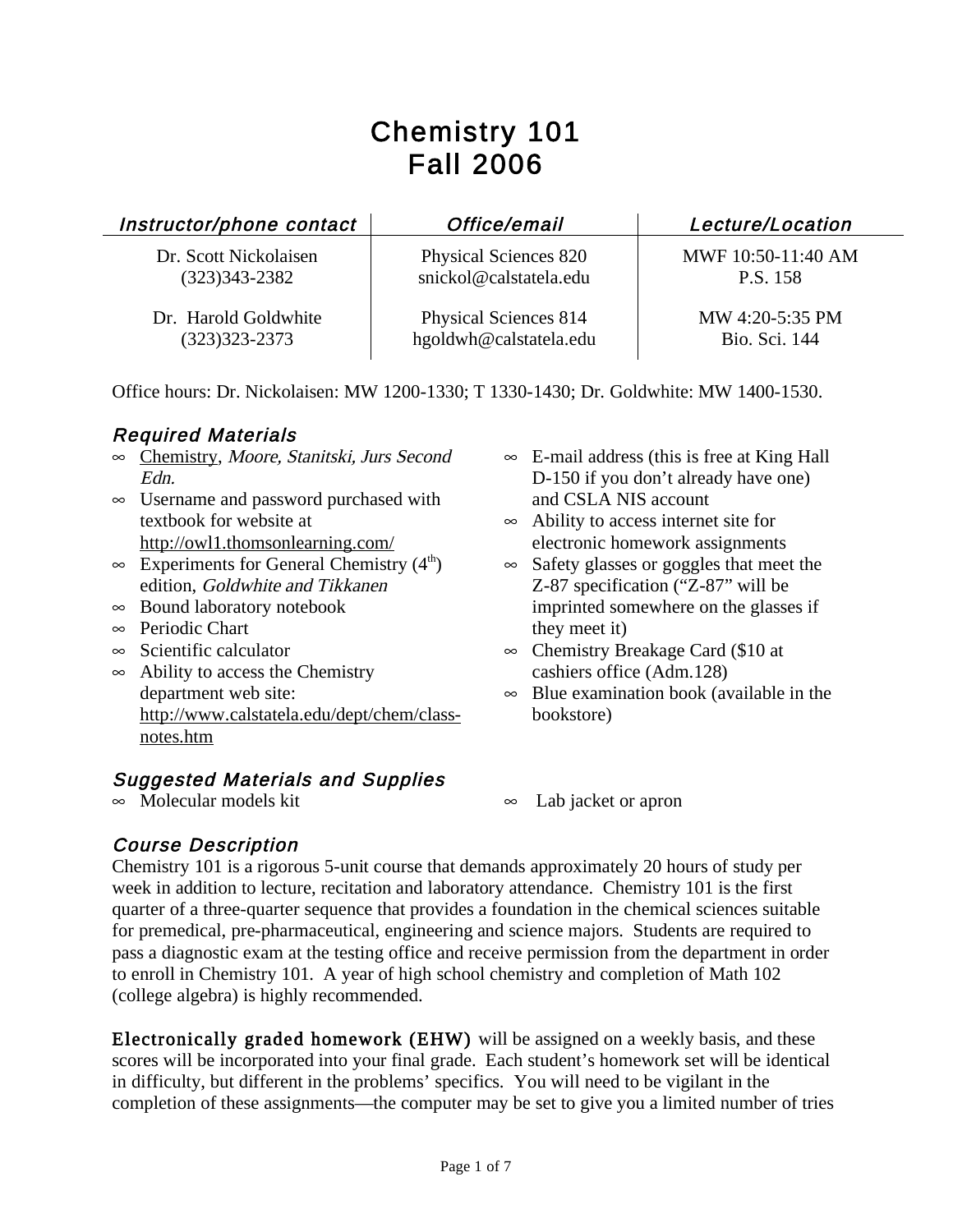# Chemistry 101
# Fall 2006

| *Instructor/phone contact* | *Office/email* | *Lecture/Location* |
|---|---|---|
| Dr. Scott Nickolaisen<br>(323)343-2382 | Physical Sciences 820<br>snickol@calstatela.edu | MWF 10:50-11:40 AM<br>P.S. 158 |
| Dr. Harold Goldwhite<br>(323)323-2373 | Physical Sciences 814<br>hgoldwh@calstatela.edu | MW 4:20-5:35 PM<br>Bio. Sci. 144 |

Office hours: Dr. Nickolaisen: MW 1200-1330; T 1330-1430; Dr. Goldwhite: MW 1400-1530.

## *Required Materials*

- Chemistry, *Moore, Stanitski, Jurs Second Edn.*
- Username and password purchased with textbook for website at http://owl1.thomsonlearning.com/
- Experiments for General Chemistry (4th) edition, *Goldwhite and Tikkanen*
- Bound laboratory notebook
- Periodic Chart
- Scientific calculator
- Ability to access the Chemistry department web site: http://www.calstatela.edu/dept/chem/class-notes.htm
- E-mail address (this is free at King Hall D-150 if you don't already have one) and CSLA NIS account
- Ability to access internet site for electronic homework assignments
- Safety glasses or goggles that meet the Z-87 specification ("Z-87" will be imprinted somewhere on the glasses if they meet it)
- Chemistry Breakage Card ($10 at cashiers office (Adm.128)
- Blue examination book (available in the bookstore)

## *Suggested Materials and Supplies*

- Molecular models kit
- Lab jacket or apron

## *Course Description*

Chemistry 101 is a rigorous 5-unit course that demands approximately 20 hours of study per week in addition to lecture, recitation and laboratory attendance. Chemistry 101 is the first quarter of a three-quarter sequence that provides a foundation in the chemical sciences suitable for premedical, pre-pharmaceutical, engineering and science majors. Students are required to pass a diagnostic exam at the testing office and receive permission from the department in order to enroll in Chemistry 101. A year of high school chemistry and completion of Math 102 (college algebra) is highly recommended.

**Electronically graded homework (EHW)** will be assigned on a weekly basis, and these scores will be incorporated into your final grade. Each student's homework set will be identical in difficulty, but different in the problems' specifics. You will need to be vigilant in the completion of these assignments—the computer may be set to give you a limited number of tries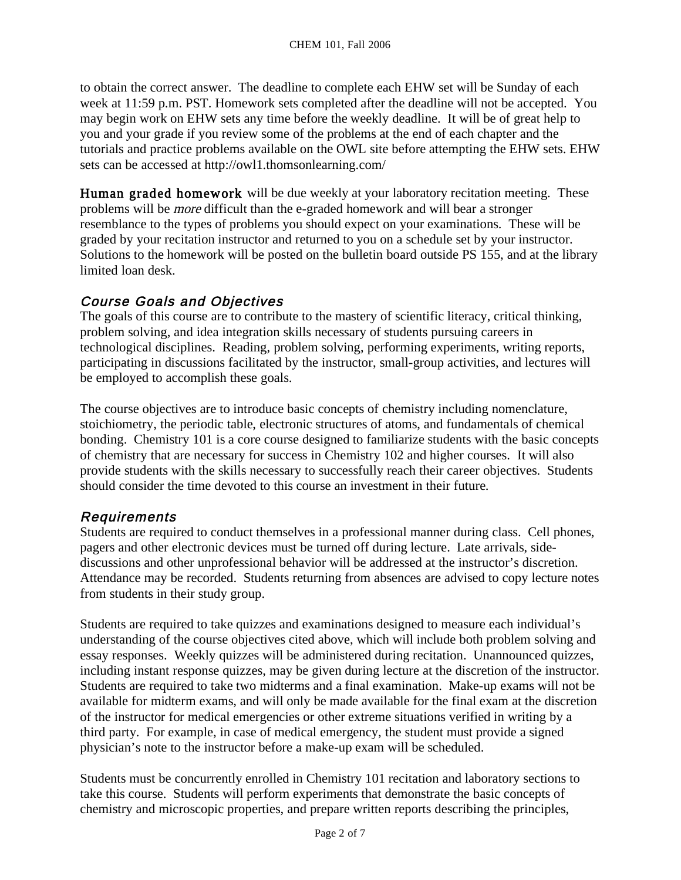to obtain the correct answer. The deadline to complete each EHW set will be Sunday of each week at 11:59 p.m. PST. Homework sets completed after the deadline will not be accepted. You may begin work on EHW sets any time before the weekly deadline. It will be of great help to you and your grade if you review some of the problems at the end of each chapter and the tutorials and practice problems available on the OWL site before attempting the EHW sets. EHW sets can be accessed at http://owl1.thomsonlearning.com/

**Human graded homework** will be due weekly at your laboratory recitation meeting. These problems will be *more* difficult than the e-graded homework and will bear a stronger resemblance to the types of problems you should expect on your examinations. These will be graded by your recitation instructor and returned to you on a schedule set by your instructor. Solutions to the homework will be posted on the bulletin board outside PS 155, and at the library limited loan desk.

## *Course Goals and Objectives*

The goals of this course are to contribute to the mastery of scientific literacy, critical thinking, problem solving, and idea integration skills necessary of students pursuing careers in technological disciplines. Reading, problem solving, performing experiments, writing reports, participating in discussions facilitated by the instructor, small-group activities, and lectures will be employed to accomplish these goals.

The course objectives are to introduce basic concepts of chemistry including nomenclature, stoichiometry, the periodic table, electronic structures of atoms, and fundamentals of chemical bonding. Chemistry 101 is a core course designed to familiarize students with the basic concepts of chemistry that are necessary for success in Chemistry 102 and higher courses. It will also provide students with the skills necessary to successfully reach their career objectives. Students should consider the time devoted to this course an investment in their future.

## *Requirements*

Students are required to conduct themselves in a professional manner during class. Cell phones, pagers and other electronic devices must be turned off during lecture. Late arrivals, side-discussions and other unprofessional behavior will be addressed at the instructor's discretion. Attendance may be recorded. Students returning from absences are advised to copy lecture notes from students in their study group.

Students are required to take quizzes and examinations designed to measure each individual's understanding of the course objectives cited above, which will include both problem solving and essay responses. Weekly quizzes will be administered during recitation. Unannounced quizzes, including instant response quizzes, may be given during lecture at the discretion of the instructor. Students are required to take two midterms and a final examination. Make-up exams will not be available for midterm exams, and will only be made available for the final exam at the discretion of the instructor for medical emergencies or other extreme situations verified in writing by a third party. For example, in case of medical emergency, the student must provide a signed physician's note to the instructor before a make-up exam will be scheduled.

Students must be concurrently enrolled in Chemistry 101 recitation and laboratory sections to take this course. Students will perform experiments that demonstrate the basic concepts of chemistry and microscopic properties, and prepare written reports describing the principles,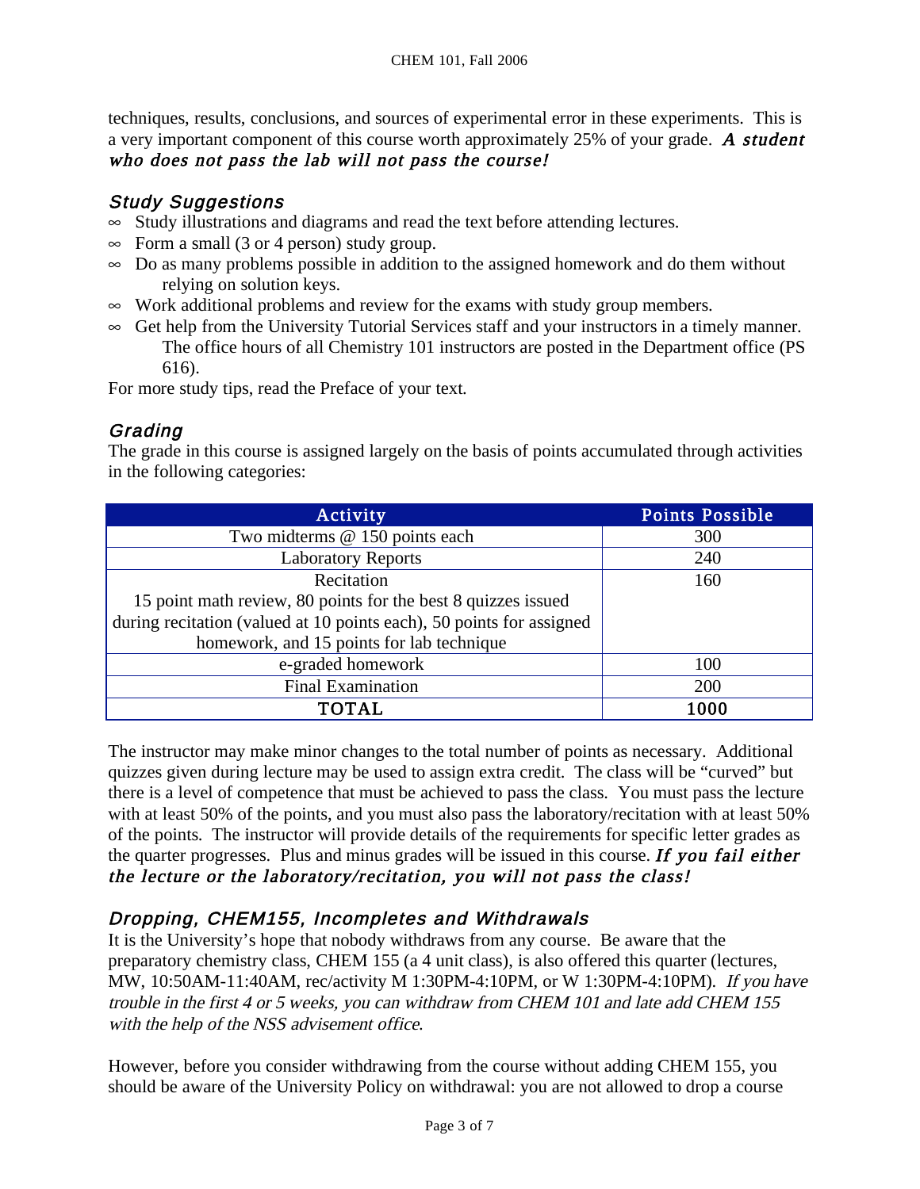techniques, results, conclusions, and sources of experimental error in these experiments. This is a very important component of this course worth approximately 25% of your grade. ***A student who does not pass the lab will not pass the course!***

### *Study Suggestions*

- Study illustrations and diagrams and read the text before attending lectures.
- Form a small (3 or 4 person) study group.
- Do as many problems possible in addition to the assigned homework and do them without relying on solution keys.
- Work additional problems and review for the exams with study group members.
- Get help from the University Tutorial Services staff and your instructors in a timely manner. The office hours of all Chemistry 101 instructors are posted in the Department office (PS 616).

For more study tips, read the Preface of your text.

### *Grading*

The grade in this course is assigned largely on the basis of points accumulated through activities in the following categories:

| Activity | Points Possible |
|---|---|
| Two midterms @ 150 points each | 300 |
| Laboratory Reports | 240 |
| Recitation<br>15 point math review, 80 points for the best 8 quizzes issued during recitation (valued at 10 points each), 50 points for assigned homework, and 15 points for lab technique | 160 |
| e-graded homework | 100 |
| Final Examination | 200 |
| **TOTAL** | **1000** |

The instructor may make minor changes to the total number of points as necessary. Additional quizzes given during lecture may be used to assign extra credit. The class will be "curved" but there is a level of competence that must be achieved to pass the class. You must pass the lecture with at least 50% of the points, and you must also pass the laboratory/recitation with at least 50% of the points. The instructor will provide details of the requirements for specific letter grades as the quarter progresses. Plus and minus grades will be issued in this course. ***If you fail either the lecture or the laboratory/recitation, you will not pass the class!***

### *Dropping, CHEM155, Incompletes and Withdrawals*

It is the University's hope that nobody withdraws from any course. Be aware that the preparatory chemistry class, CHEM 155 (a 4 unit class), is also offered this quarter (lectures, MW, 10:50AM-11:40AM, rec/activity M 1:30PM-4:10PM, or W 1:30PM-4:10PM). *If you have trouble in the first 4 or 5 weeks, you can withdraw from CHEM 101 and late add CHEM 155 with the help of the NSS advisement office*.

However, before you consider withdrawing from the course without adding CHEM 155, you should be aware of the University Policy on withdrawal: you are not allowed to drop a course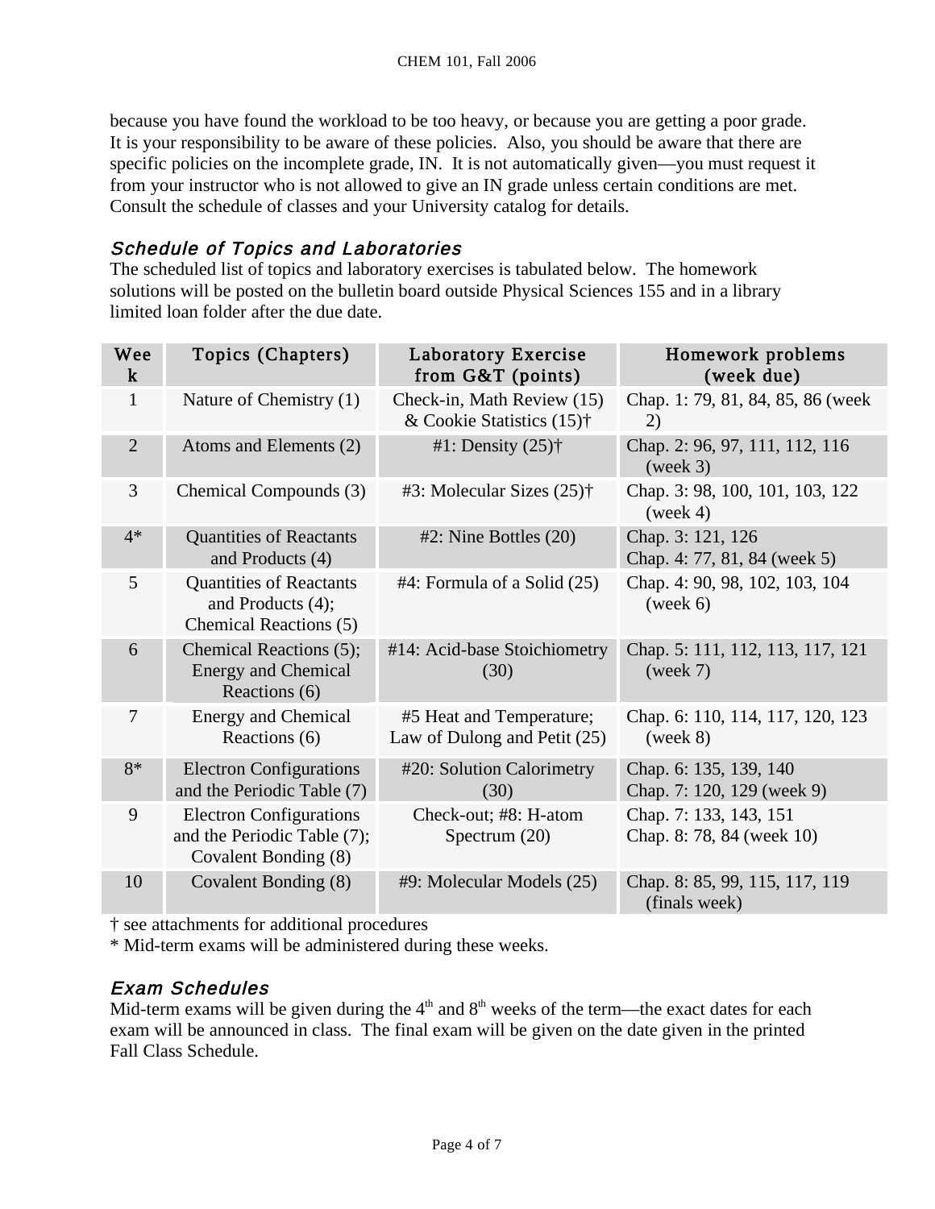because you have found the workload to be too heavy, or because you are getting a poor grade. It is your responsibility to be aware of these policies. Also, you should be aware that there are specific policies on the incomplete grade, IN. It is not automatically given—you must request it from your instructor who is not allowed to give an IN grade unless certain conditions are met. Consult the schedule of classes and your University catalog for details.

### *Schedule of Topics and Laboratories*

The scheduled list of topics and laboratory exercises is tabulated below. The homework solutions will be posted on the bulletin board outside Physical Sciences 155 and in a library limited loan folder after the due date.

| Week | Topics (Chapters) | Laboratory Exercise from G&T (points) | Homework problems (week due) |
|---|---|---|---|
| 1 | Nature of Chemistry (1) | Check-in, Math Review (15) & Cookie Statistics (15)† | Chap. 1: 79, 81, 84, 85, 86 (week 2) |
| 2 | Atoms and Elements (2) | #1: Density (25)† | Chap. 2: 96, 97, 111, 112, 116 (week 3) |
| 3 | Chemical Compounds (3) | #3: Molecular Sizes (25)† | Chap. 3: 98, 100, 101, 103, 122 (week 4) |
| 4* | Quantities of Reactants and Products (4) | #2: Nine Bottles (20) | Chap. 3: 121, 126<br>Chap. 4: 77, 81, 84 (week 5) |
| 5 | Quantities of Reactants and Products (4); Chemical Reactions (5) | #4: Formula of a Solid (25) | Chap. 4: 90, 98, 102, 103, 104 (week 6) |
| 6 | Chemical Reactions (5); Energy and Chemical Reactions (6) | #14: Acid-base Stoichiometry (30) | Chap. 5: 111, 112, 113, 117, 121 (week 7) |
| 7 | Energy and Chemical Reactions (6) | #5 Heat and Temperature; Law of Dulong and Petit (25) | Chap. 6: 110, 114, 117, 120, 123 (week 8) |
| 8* | Electron Configurations and the Periodic Table (7) | #20: Solution Calorimetry (30) | Chap. 6: 135, 139, 140<br>Chap. 7: 120, 129 (week 9) |
| 9 | Electron Configurations and the Periodic Table (7); Covalent Bonding (8) | Check-out; #8: H-atom Spectrum (20) | Chap. 7: 133, 143, 151<br>Chap. 8: 78, 84 (week 10) |
| 10 | Covalent Bonding (8) | #9: Molecular Models (25) | Chap. 8: 85, 99, 115, 117, 119 (finals week) |

† see attachments for additional procedures

\* Mid-term exams will be administered during these weeks.

### *Exam Schedules*

Mid-term exams will be given during the 4th and 8th weeks of the term—the exact dates for each exam will be announced in class. The final exam will be given on the date given in the printed Fall Class Schedule.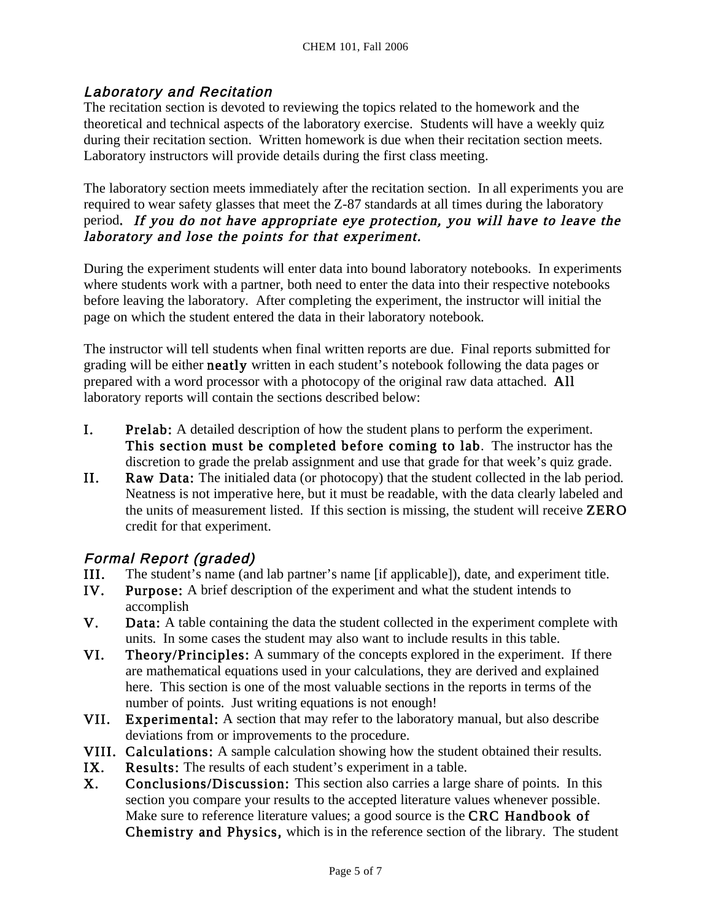## *Laboratory and Recitation*

The recitation section is devoted to reviewing the topics related to the homework and the theoretical and technical aspects of the laboratory exercise. Students will have a weekly quiz during their recitation section. Written homework is due when their recitation section meets. Laboratory instructors will provide details during the first class meeting.

The laboratory section meets immediately after the recitation section. In all experiments you are required to wear safety glasses that meet the Z-87 standards at all times during the laboratory period. ***If you do not have appropriate eye protection, you will have to leave the laboratory and lose the points for that experiment.***

During the experiment students will enter data into bound laboratory notebooks. In experiments where students work with a partner, both need to enter the data into their respective notebooks before leaving the laboratory. After completing the experiment, the instructor will initial the page on which the student entered the data in their laboratory notebook.

The instructor will tell students when final written reports are due. Final reports submitted for grading will be either **neatly** written in each student's notebook following the data pages or prepared with a word processor with a photocopy of the original raw data attached. **All** laboratory reports will contain the sections described below:

**I.** **Prelab:** A detailed description of how the student plans to perform the experiment. **This section must be completed before coming to lab**. The instructor has the discretion to grade the prelab assignment and use that grade for that week's quiz grade.

**II.** **Raw Data:** The initialed data (or photocopy) that the student collected in the lab period. Neatness is not imperative here, but it must be readable, with the data clearly labeled and the units of measurement listed. If this section is missing, the student will receive **ZERO** credit for that experiment.

## *Formal Report (graded)*

**III.** The student's name (and lab partner's name [if applicable]), date, and experiment title.

**IV.** **Purpose:** A brief description of the experiment and what the student intends to accomplish

**V.** **Data:** A table containing the data the student collected in the experiment complete with units. In some cases the student may also want to include results in this table.

**VI.** **Theory/Principles:** A summary of the concepts explored in the experiment. If there are mathematical equations used in your calculations, they are derived and explained here. This section is one of the most valuable sections in the reports in terms of the number of points. Just writing equations is not enough!

**VII.** **Experimental:** A section that may refer to the laboratory manual, but also describe deviations from or improvements to the procedure.

**VIII.** **Calculations:** A sample calculation showing how the student obtained their results.

**IX.** **Results:** The results of each student's experiment in a table.

**X.** **Conclusions/Discussion:** This section also carries a large share of points. In this section you compare your results to the accepted literature values whenever possible. Make sure to reference literature values; a good source is the **CRC Handbook of Chemistry and Physics,** which is in the reference section of the library. The student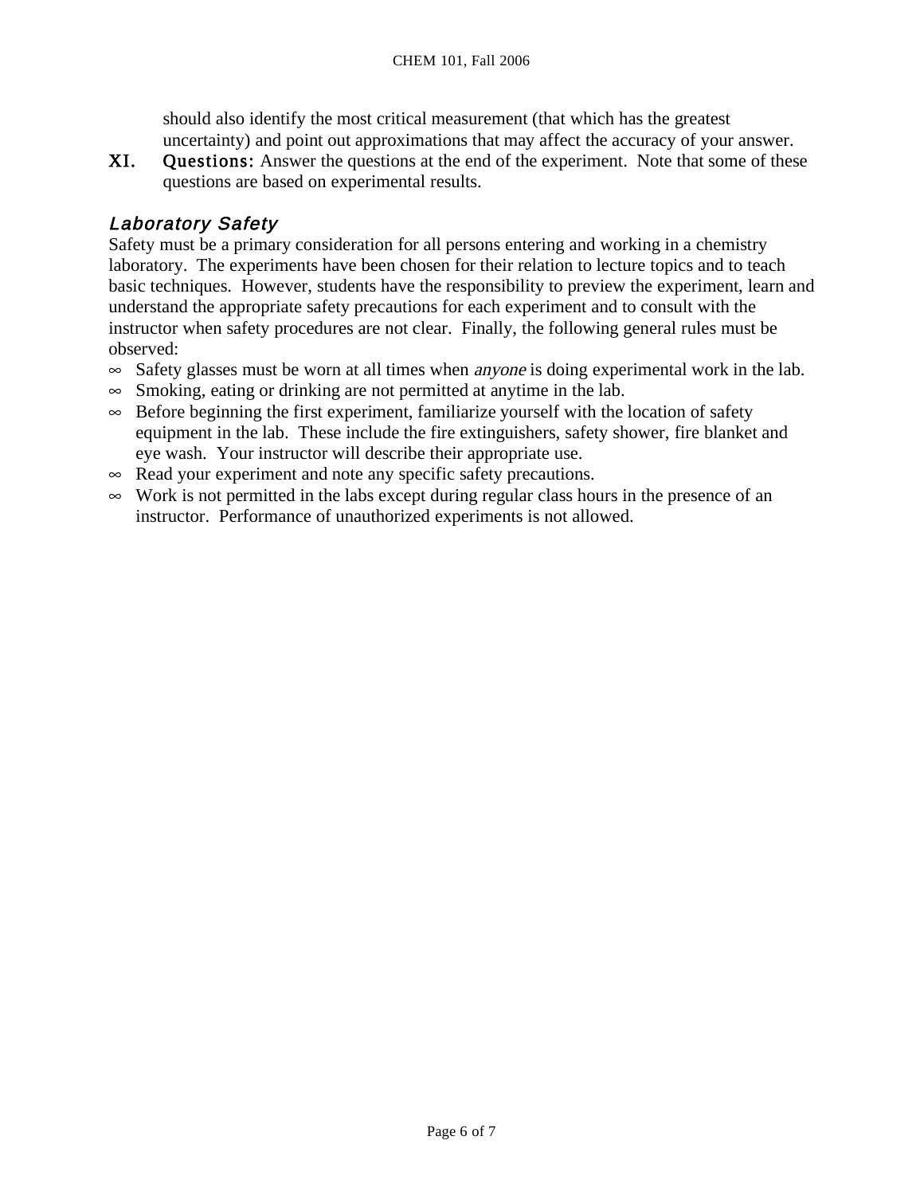should also identify the most critical measurement (that which has the greatest uncertainty) and point out approximations that may affect the accuracy of your answer.

XI. **Questions:** Answer the questions at the end of the experiment. Note that some of these questions are based on experimental results.

### *Laboratory Safety*

Safety must be a primary consideration for all persons entering and working in a chemistry laboratory. The experiments have been chosen for their relation to lecture topics and to teach basic techniques. However, students have the responsibility to preview the experiment, learn and understand the appropriate safety precautions for each experiment and to consult with the instructor when safety procedures are not clear. Finally, the following general rules must be observed:

- Safety glasses must be worn at all times when *anyone* is doing experimental work in the lab.
- Smoking, eating or drinking are not permitted at anytime in the lab.
- Before beginning the first experiment, familiarize yourself with the location of safety equipment in the lab. These include the fire extinguishers, safety shower, fire blanket and eye wash. Your instructor will describe their appropriate use.
- Read your experiment and note any specific safety precautions.
- Work is not permitted in the labs except during regular class hours in the presence of an instructor. Performance of unauthorized experiments is not allowed.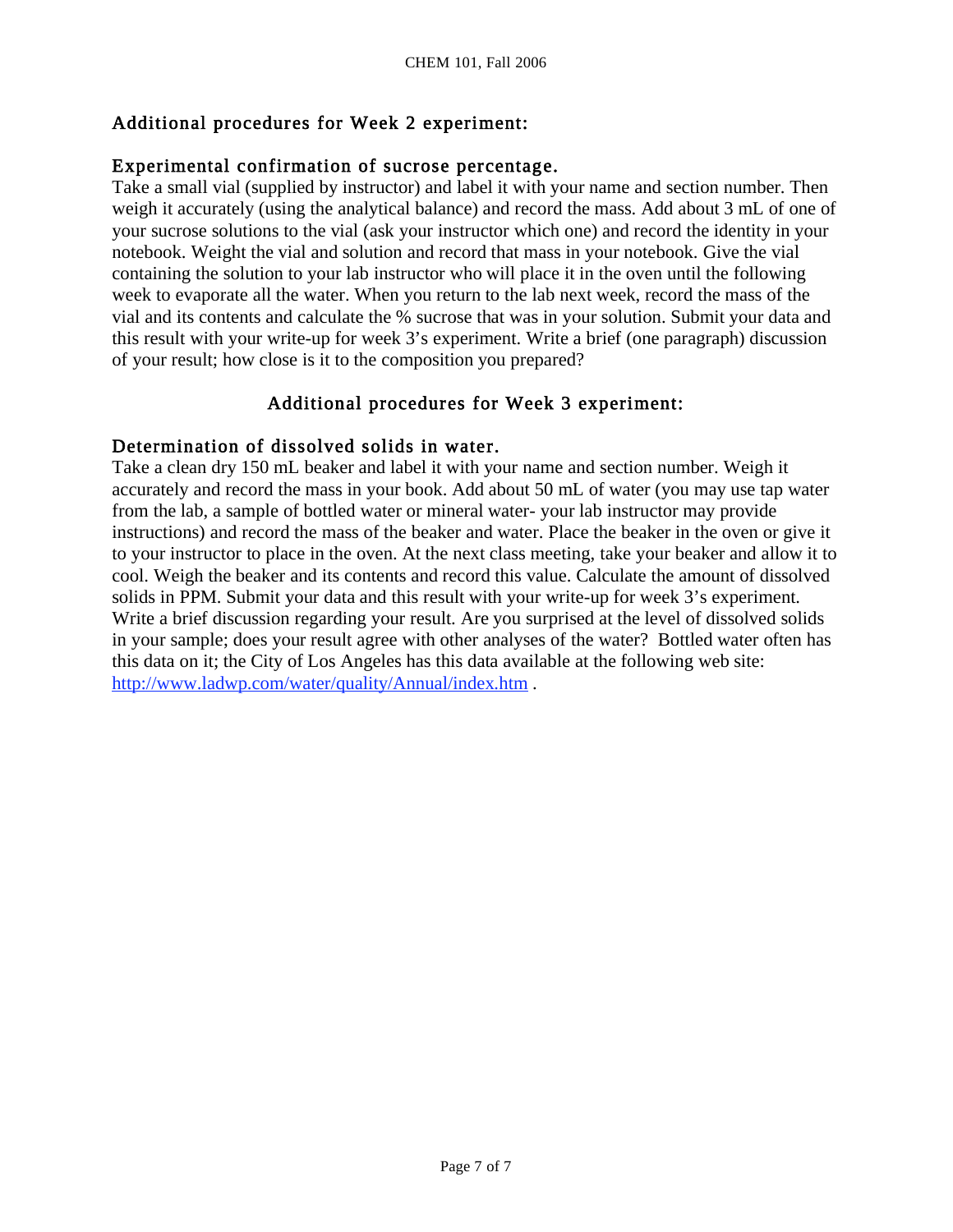## Additional procedures for Week 2 experiment:

### Experimental confirmation of sucrose percentage.

Take a small vial (supplied by instructor) and label it with your name and section number. Then weigh it accurately (using the analytical balance) and record the mass. Add about 3 mL of one of your sucrose solutions to the vial (ask your instructor which one) and record the identity in your notebook. Weight the vial and solution and record that mass in your notebook. Give the vial containing the solution to your lab instructor who will place it in the oven until the following week to evaporate all the water. When you return to the lab next week, record the mass of the vial and its contents and calculate the % sucrose that was in your solution. Submit your data and this result with your write-up for week 3's experiment. Write a brief (one paragraph) discussion of your result; how close is it to the composition you prepared?

## Additional procedures for Week 3 experiment:

### Determination of dissolved solids in water.

Take a clean dry 150 mL beaker and label it with your name and section number. Weigh it accurately and record the mass in your book. Add about 50 mL of water (you may use tap water from the lab, a sample of bottled water or mineral water- your lab instructor may provide instructions) and record the mass of the beaker and water. Place the beaker in the oven or give it to your instructor to place in the oven. At the next class meeting, take your beaker and allow it to cool. Weigh the beaker and its contents and record this value. Calculate the amount of dissolved solids in PPM. Submit your data and this result with your write-up for week 3's experiment. Write a brief discussion regarding your result. Are you surprised at the level of dissolved solids in your sample; does your result agree with other analyses of the water? Bottled water often has this data on it; the City of Los Angeles has this data available at the following web site: http://www.ladwp.com/water/quality/Annual/index.htm .